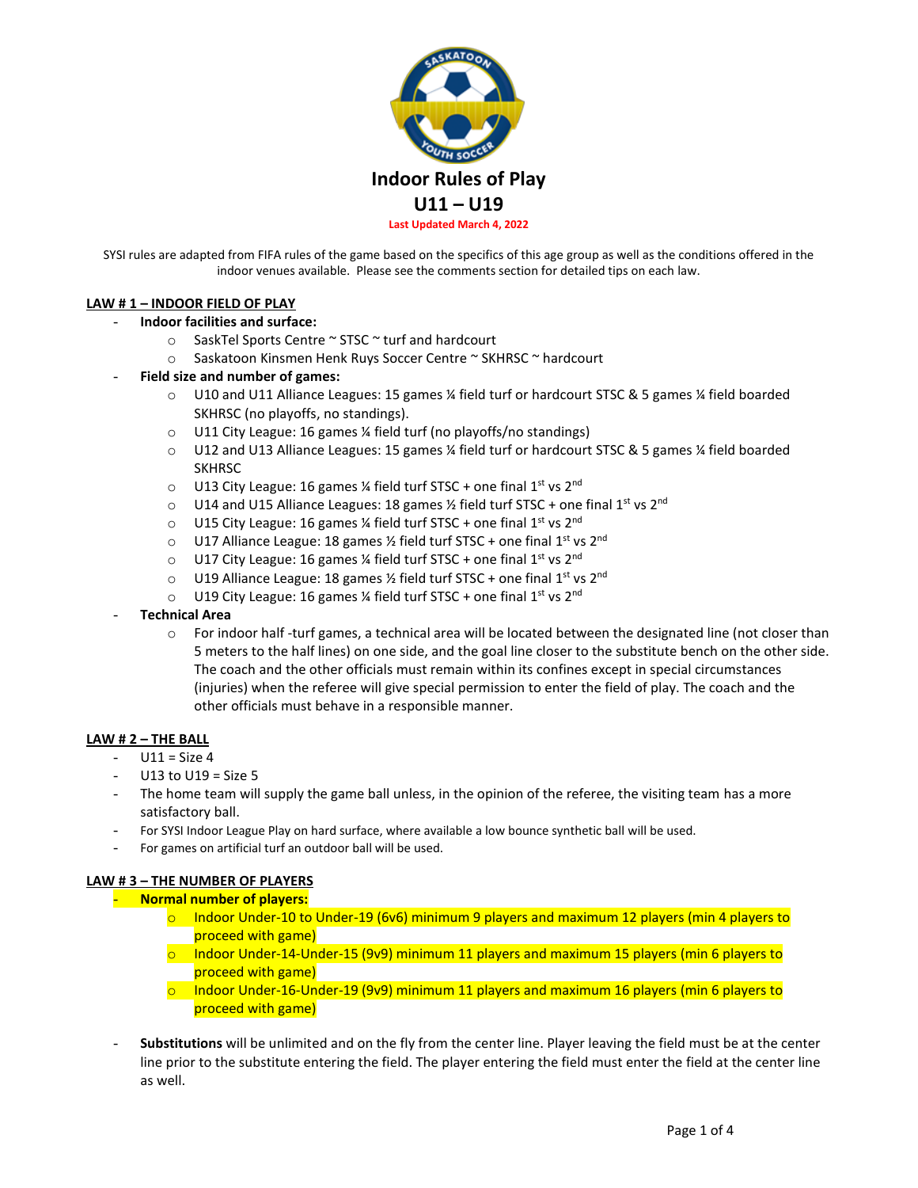# Indoor Rules of Play

# U11 – U19

**Last Updated March 4, 2022**

SYSI rules are adapted from FIFA rules of the game based on the specifics of this age group as well as the conditions offered in the indoor venues available. Please see the comments section for detailed tips on each law.

## LAW # 1 – INDOOR FIELD OF PLAY

- **Indoor facilities and surface:**
  - SaskTel Sports Centre ~ STSC ~ turf and hardcourt
  - Saskatoon Kinsmen Henk Ruys Soccer Centre ~ SKHRSC ~ hardcourt
- **Field size and number of games:**
  - U10 and U11 Alliance Leagues: 15 games ¼ field turf or hardcourt STSC & 5 games ¼ field boarded SKHRSC (no playoffs, no standings).
  - U11 City League: 16 games ¼ field turf (no playoffs/no standings)
  - U12 and U13 Alliance Leagues: 15 games ¼ field turf or hardcourt STSC & 5 games ¼ field boarded SKHRSC
  - U13 City League: 16 games ¼ field turf STSC + one final 1st vs 2nd
  - U14 and U15 Alliance Leagues: 18 games ½ field turf STSC + one final 1st vs 2nd
  - U15 City League: 16 games ¼ field turf STSC + one final 1st vs 2nd
  - U17 Alliance League: 18 games ½ field turf STSC + one final 1st vs 2nd
  - U17 City League: 16 games ¼ field turf STSC + one final 1st vs 2nd
  - U19 Alliance League: 18 games ½ field turf STSC + one final 1st vs 2nd
  - U19 City League: 16 games ¼ field turf STSC + one final 1st vs 2nd
- **Technical Area**
  - For indoor half -turf games, a technical area will be located between the designated line (not closer than 5 meters to the half lines) on one side, and the goal line closer to the substitute bench on the other side. The coach and the other officials must remain within its confines except in special circumstances (injuries) when the referee will give special permission to enter the field of play. The coach and the other officials must behave in a responsible manner.

## LAW # 2 – THE BALL

- U11 = Size 4
- U13 to U19 = Size 5
- The home team will supply the game ball unless, in the opinion of the referee, the visiting team has a more satisfactory ball.
- For SYSI Indoor League Play on hard surface, where available a low bounce synthetic ball will be used.
- For games on artificial turf an outdoor ball will be used.

## LAW # 3 – THE NUMBER OF PLAYERS

- **Normal number of players:**
  - Indoor Under-10 to Under-19 (6v6) minimum 9 players and maximum 12 players (min 4 players to proceed with game)
  - Indoor Under-14-Under-15 (9v9) minimum 11 players and maximum 15 players (min 6 players to proceed with game)
  - Indoor Under-16-Under-19 (9v9) minimum 11 players and maximum 16 players (min 6 players to proceed with game)
- **Substitutions** will be unlimited and on the fly from the center line. Player leaving the field must be at the center line prior to the substitute entering the field. The player entering the field must enter the field at the center line as well.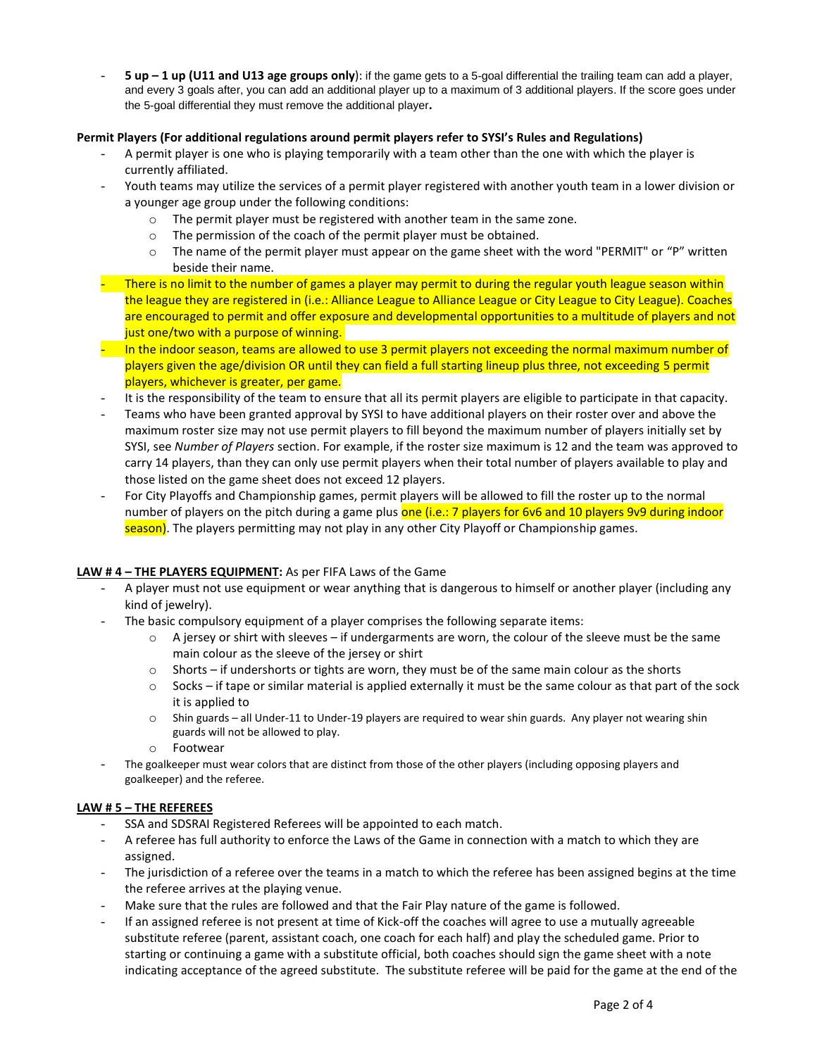- **5 up – 1 up (U11 and U13 age groups only)**: if the game gets to a 5-goal differential the trailing team can add a player, and every 3 goals after, you can add an additional player up to a maximum of 3 additional players. If the score goes under the 5-goal differential they must remove the additional player**.**

**Permit Players (For additional regulations around permit players refer to SYSI's Rules and Regulations)**

- A permit player is one who is playing temporarily with a team other than the one with which the player is currently affiliated.
- Youth teams may utilize the services of a permit player registered with another youth team in a lower division or a younger age group under the following conditions:
  - The permit player must be registered with another team in the same zone.
  - The permission of the coach of the permit player must be obtained.
  - The name of the permit player must appear on the game sheet with the word "PERMIT" or "P" written beside their name.
- There is no limit to the number of games a player may permit to during the regular youth league season within the league they are registered in (i.e.: Alliance League to Alliance League or City League to City League). Coaches are encouraged to permit and offer exposure and developmental opportunities to a multitude of players and not just one/two with a purpose of winning.
- In the indoor season, teams are allowed to use 3 permit players not exceeding the normal maximum number of players given the age/division OR until they can field a full starting lineup plus three, not exceeding 5 permit players, whichever is greater, per game.
- It is the responsibility of the team to ensure that all its permit players are eligible to participate in that capacity.
- Teams who have been granted approval by SYSI to have additional players on their roster over and above the maximum roster size may not use permit players to fill beyond the maximum number of players initially set by SYSI, see *Number of Players* section. For example, if the roster size maximum is 12 and the team was approved to carry 14 players, than they can only use permit players when their total number of players available to play and those listed on the game sheet does not exceed 12 players.
- For City Playoffs and Championship games, permit players will be allowed to fill the roster up to the normal number of players on the pitch during a game plus one (i.e.: 7 players for 6v6 and 10 players 9v9 during indoor season). The players permitting may not play in any other City Playoff or Championship games.

**LAW # 4 – THE PLAYERS EQUIPMENT:** As per FIFA Laws of the Game

- A player must not use equipment or wear anything that is dangerous to himself or another player (including any kind of jewelry).
- The basic compulsory equipment of a player comprises the following separate items:
  - A jersey or shirt with sleeves – if undergarments are worn, the colour of the sleeve must be the same main colour as the sleeve of the jersey or shirt
  - Shorts – if undershorts or tights are worn, they must be of the same main colour as the shorts
  - Socks – if tape or similar material is applied externally it must be the same colour as that part of the sock it is applied to
  - Shin guards – all Under-11 to Under-19 players are required to wear shin guards. Any player not wearing shin guards will not be allowed to play.
  - Footwear
- The goalkeeper must wear colors that are distinct from those of the other players (including opposing players and goalkeeper) and the referee.

**LAW # 5 – THE REFEREES**

- SSA and SDSRAI Registered Referees will be appointed to each match.
- A referee has full authority to enforce the Laws of the Game in connection with a match to which they are assigned.
- The jurisdiction of a referee over the teams in a match to which the referee has been assigned begins at the time the referee arrives at the playing venue.
- Make sure that the rules are followed and that the Fair Play nature of the game is followed.
- If an assigned referee is not present at time of Kick-off the coaches will agree to use a mutually agreeable substitute referee (parent, assistant coach, one coach for each half) and play the scheduled game. Prior to starting or continuing a game with a substitute official, both coaches should sign the game sheet with a note indicating acceptance of the agreed substitute. The substitute referee will be paid for the game at the end of the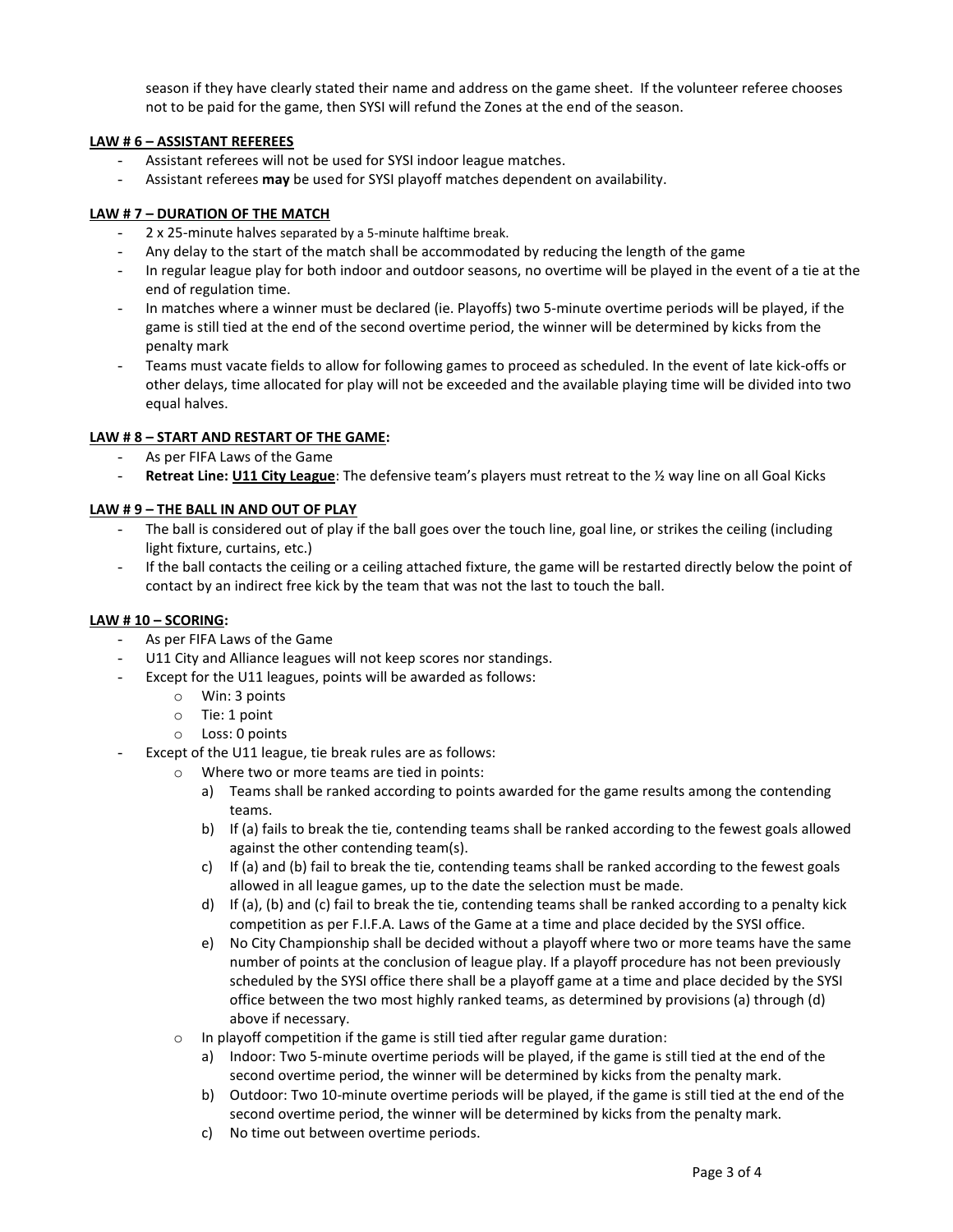season if they have clearly stated their name and address on the game sheet. If the volunteer referee chooses not to be paid for the game, then SYSI will refund the Zones at the end of the season.

**LAW # 6 – ASSISTANT REFEREES**

- Assistant referees will not be used for SYSI indoor league matches.
- Assistant referees **may** be used for SYSI playoff matches dependent on availability.

**LAW # 7 – DURATION OF THE MATCH**

- 2 x 25-minute halves separated by a 5-minute halftime break.
- Any delay to the start of the match shall be accommodated by reducing the length of the game
- In regular league play for both indoor and outdoor seasons, no overtime will be played in the event of a tie at the end of regulation time.
- In matches where a winner must be declared (ie. Playoffs) two 5-minute overtime periods will be played, if the game is still tied at the end of the second overtime period, the winner will be determined by kicks from the penalty mark
- Teams must vacate fields to allow for following games to proceed as scheduled. In the event of late kick-offs or other delays, time allocated for play will not be exceeded and the available playing time will be divided into two equal halves.

**LAW # 8 – START AND RESTART OF THE GAME:**

- As per FIFA Laws of the Game
- **Retreat Line: U11 City League**: The defensive team's players must retreat to the ½ way line on all Goal Kicks

**LAW # 9 – THE BALL IN AND OUT OF PLAY**

- The ball is considered out of play if the ball goes over the touch line, goal line, or strikes the ceiling (including light fixture, curtains, etc.)
- If the ball contacts the ceiling or a ceiling attached fixture, the game will be restarted directly below the point of contact by an indirect free kick by the team that was not the last to touch the ball.

**LAW # 10 – SCORING:**

- As per FIFA Laws of the Game
- U11 City and Alliance leagues will not keep scores nor standings.
- Except for the U11 leagues, points will be awarded as follows:
  - Win: 3 points
  - Tie: 1 point
  - Loss: 0 points
- Except of the U11 league, tie break rules are as follows:
  - Where two or more teams are tied in points:
    a) Teams shall be ranked according to points awarded for the game results among the contending teams.
    b) If (a) fails to break the tie, contending teams shall be ranked according to the fewest goals allowed against the other contending team(s).
    c) If (a) and (b) fail to break the tie, contending teams shall be ranked according to the fewest goals allowed in all league games, up to the date the selection must be made.
    d) If (a), (b) and (c) fail to break the tie, contending teams shall be ranked according to a penalty kick competition as per F.I.F.A. Laws of the Game at a time and place decided by the SYSI office.
    e) No City Championship shall be decided without a playoff where two or more teams have the same number of points at the conclusion of league play. If a playoff procedure has not been previously scheduled by the SYSI office there shall be a playoff game at a time and place decided by the SYSI office between the two most highly ranked teams, as determined by provisions (a) through (d) above if necessary.
  - In playoff competition if the game is still tied after regular game duration:
    a) Indoor: Two 5-minute overtime periods will be played, if the game is still tied at the end of the second overtime period, the winner will be determined by kicks from the penalty mark.
    b) Outdoor: Two 10-minute overtime periods will be played, if the game is still tied at the end of the second overtime period, the winner will be determined by kicks from the penalty mark.
    c) No time out between overtime periods.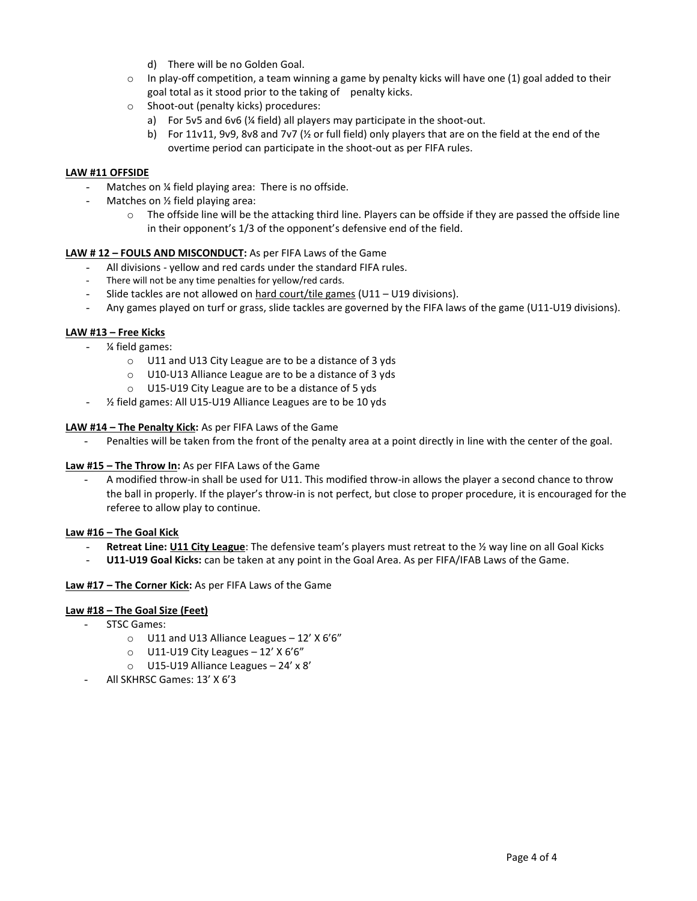d) There will be no Golden Goal.

- In play-off competition, a team winning a game by penalty kicks will have one (1) goal added to their goal total as it stood prior to the taking of penalty kicks.
- Shoot-out (penalty kicks) procedures:
  a) For 5v5 and 6v6 (¼ field) all players may participate in the shoot-out.
  b) For 11v11, 9v9, 8v8 and 7v7 (½ or full field) only players that are on the field at the end of the overtime period can participate in the shoot-out as per FIFA rules.

**LAW #11 OFFSIDE**

- Matches on ¼ field playing area: There is no offside.
- Matches on ½ field playing area:
  - The offside line will be the attacking third line. Players can be offside if they are passed the offside line in their opponent's 1/3 of the opponent's defensive end of the field.

**LAW # 12 – FOULS AND MISCONDUCT:** As per FIFA Laws of the Game

- All divisions - yellow and red cards under the standard FIFA rules.
- There will not be any time penalties for yellow/red cards.
- Slide tackles are not allowed on hard court/tile games (U11 – U19 divisions).
- Any games played on turf or grass, slide tackles are governed by the FIFA laws of the game (U11-U19 divisions).

**LAW #13 – Free Kicks**

- ¼ field games:
  - U11 and U13 City League are to be a distance of 3 yds
  - U10-U13 Alliance League are to be a distance of 3 yds
  - U15-U19 City League are to be a distance of 5 yds
- ½ field games: All U15-U19 Alliance Leagues are to be 10 yds

**LAW #14 – The Penalty Kick:** As per FIFA Laws of the Game

- Penalties will be taken from the front of the penalty area at a point directly in line with the center of the goal.

**Law #15 – The Throw In:** As per FIFA Laws of the Game

- A modified throw-in shall be used for U11. This modified throw-in allows the player a second chance to throw the ball in properly. If the player's throw-in is not perfect, but close to proper procedure, it is encouraged for the referee to allow play to continue.

**Law #16 – The Goal Kick**

- **Retreat Line: U11 City League**: The defensive team's players must retreat to the ½ way line on all Goal Kicks
- **U11-U19 Goal Kicks:** can be taken at any point in the Goal Area. As per FIFA/IFAB Laws of the Game.

**Law #17 – The Corner Kick:** As per FIFA Laws of the Game

**Law #18 – The Goal Size (Feet)**

- STSC Games:
  - U11 and U13 Alliance Leagues – 12' X 6'6"
  - U11-U19 City Leagues – 12' X 6'6"
  - U15-U19 Alliance Leagues – 24' x 8'
- All SKHRSC Games: 13' X 6'3